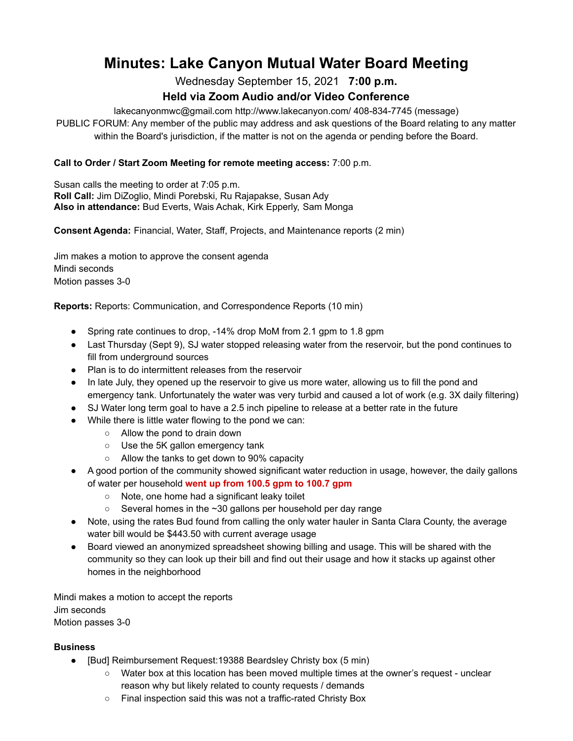# Minutes: Lake Canyon Mutual Water Board Meeting

Wednesday September 15, 2021 **7:00 p.m.**

**Held via Zoom Audio and/or Video Conference**

lakecanyonmwc@gmail.com http://www.lakecanyon.com/ 408-834-7745 (message)

PUBLIC FORUM: Any member of the public may address and ask questions of the Board relating to any matter within the Board's jurisdiction, if the matter is not on the agenda or pending before the Board.

**Call to Order / Start Zoom Meeting for remote meeting access:** 7:00 p.m.

Susan calls the meeting to order at 7:05 p.m.
**Roll Call:** Jim DiZoglio, Mindi Porebski, Ru Rajapakse, Susan Ady
**Also in attendance:** Bud Everts, Wais Achak, Kirk Epperly, Sam Monga

**Consent Agenda:** Financial, Water, Staff, Projects, and Maintenance reports (2 min)

Jim makes a motion to approve the consent agenda
Mindi seconds
Motion passes 3-0

**Reports:** Reports: Communication, and Correspondence Reports (10 min)

- Spring rate continues to drop, -14% drop MoM from 2.1 gpm to 1.8 gpm
- Last Thursday (Sept 9), SJ water stopped releasing water from the reservoir, but the pond continues to fill from underground sources
- Plan is to do intermittent releases from the reservoir
- In late July, they opened up the reservoir to give us more water, allowing us to fill the pond and emergency tank. Unfortunately the water was very turbid and caused a lot of work (e.g. 3X daily filtering)
- SJ Water long term goal to have a 2.5 inch pipeline to release at a better rate in the future
- While there is little water flowing to the pond we can:
  - Allow the pond to drain down
  - Use the 5K gallon emergency tank
  - Allow the tanks to get down to 90% capacity
- A good portion of the community showed significant water reduction in usage, however, the daily gallons of water per household **went up from 100.5 gpm to 100.7 gpm**
  - Note, one home had a significant leaky toilet
  - Several homes in the ~30 gallons per household per day range
- Note, using the rates Bud found from calling the only water hauler in Santa Clara County, the average water bill would be $443.50 with current average usage
- Board viewed an anonymized spreadsheet showing billing and usage. This will be shared with the community so they can look up their bill and find out their usage and how it stacks up against other homes in the neighborhood

Mindi makes a motion to accept the reports
Jim seconds
Motion passes 3-0

**Business**

- [Bud] Reimbursement Request:19388 Beardsley Christy box (5 min)
  - Water box at this location has been moved multiple times at the owner's request - unclear reason why but likely related to county requests / demands
  - Final inspection said this was not a traffic-rated Christy Box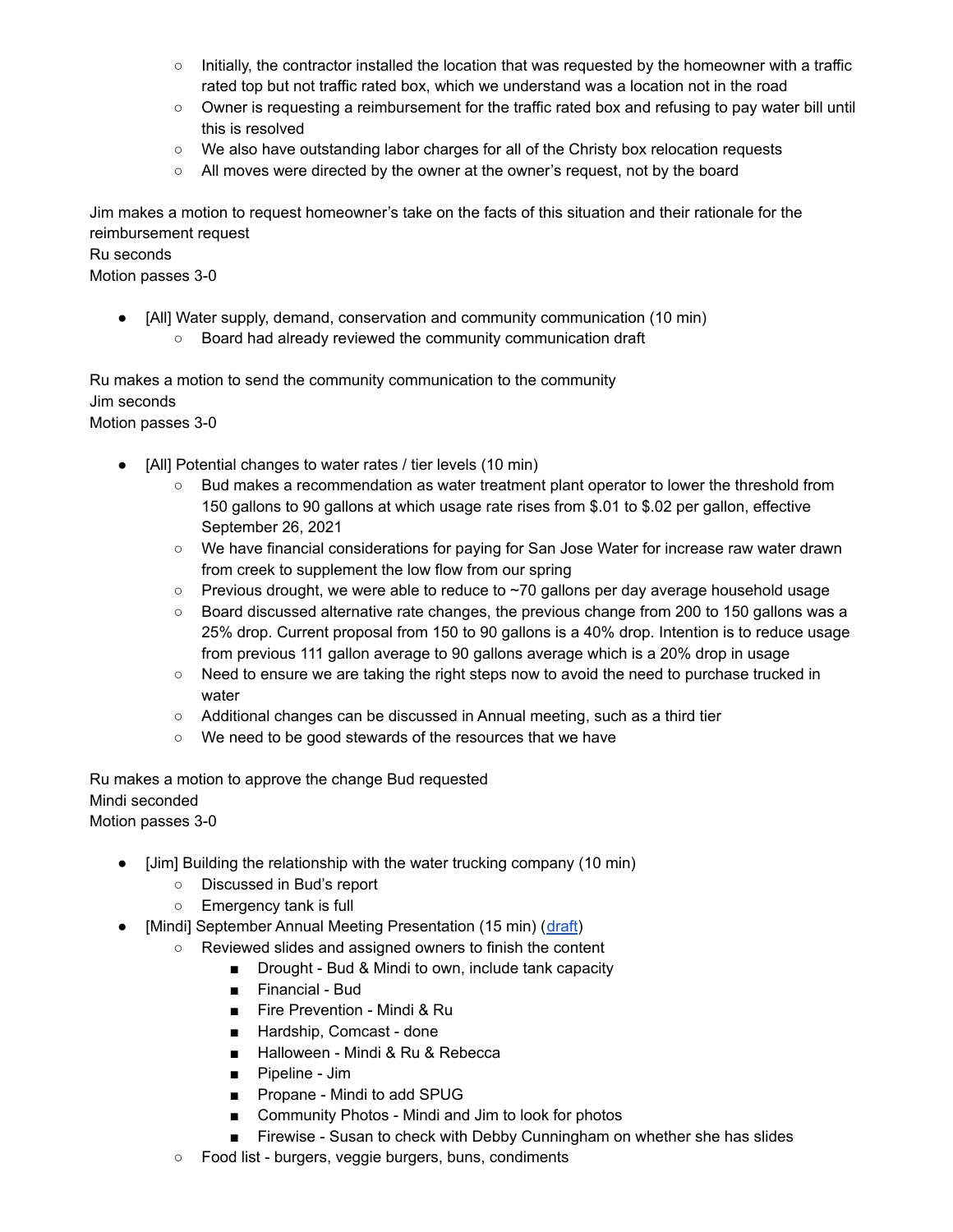- Initially, the contractor installed the location that was requested by the homeowner with a traffic rated top but not traffic rated box, which we understand was a location not in the road
  - Owner is requesting a reimbursement for the traffic rated box and refusing to pay water bill until this is resolved
  - We also have outstanding labor charges for all of the Christy box relocation requests
  - All moves were directed by the owner at the owner's request, not by the board

Jim makes a motion to request homeowner's take on the facts of this situation and their rationale for the reimbursement request
Ru seconds
Motion passes 3-0

- [All] Water supply, demand, conservation and community communication (10 min)
  - Board had already reviewed the community communication draft

Ru makes a motion to send the community communication to the community
Jim seconds
Motion passes 3-0

- [All] Potential changes to water rates / tier levels (10 min)
  - Bud makes a recommendation as water treatment plant operator to lower the threshold from 150 gallons to 90 gallons at which usage rate rises from $.01 to $.02 per gallon, effective September 26, 2021
  - We have financial considerations for paying for San Jose Water for increase raw water drawn from creek to supplement the low flow from our spring
  - Previous drought, we were able to reduce to ~70 gallons per day average household usage
  - Board discussed alternative rate changes, the previous change from 200 to 150 gallons was a 25% drop. Current proposal from 150 to 90 gallons is a 40% drop. Intention is to reduce usage from previous 111 gallon average to 90 gallons average which is a 20% drop in usage
  - Need to ensure we are taking the right steps now to avoid the need to purchase trucked in water
  - Additional changes can be discussed in Annual meeting, such as a third tier
  - We need to be good stewards of the resources that we have

Ru makes a motion to approve the change Bud requested
Mindi seconded
Motion passes 3-0

- [Jim] Building the relationship with the water trucking company (10 min)
  - Discussed in Bud's report
  - Emergency tank is full
- [Mindi] September Annual Meeting Presentation (15 min) (draft)
  - Reviewed slides and assigned owners to finish the content
    - Drought - Bud & Mindi to own, include tank capacity
    - Financial - Bud
    - Fire Prevention - Mindi & Ru
    - Hardship, Comcast - done
    - Halloween - Mindi & Ru & Rebecca
    - Pipeline - Jim
    - Propane - Mindi to add SPUG
    - Community Photos - Mindi and Jim to look for photos
    - Firewise - Susan to check with Debby Cunningham on whether she has slides
  - Food list - burgers, veggie burgers, buns, condiments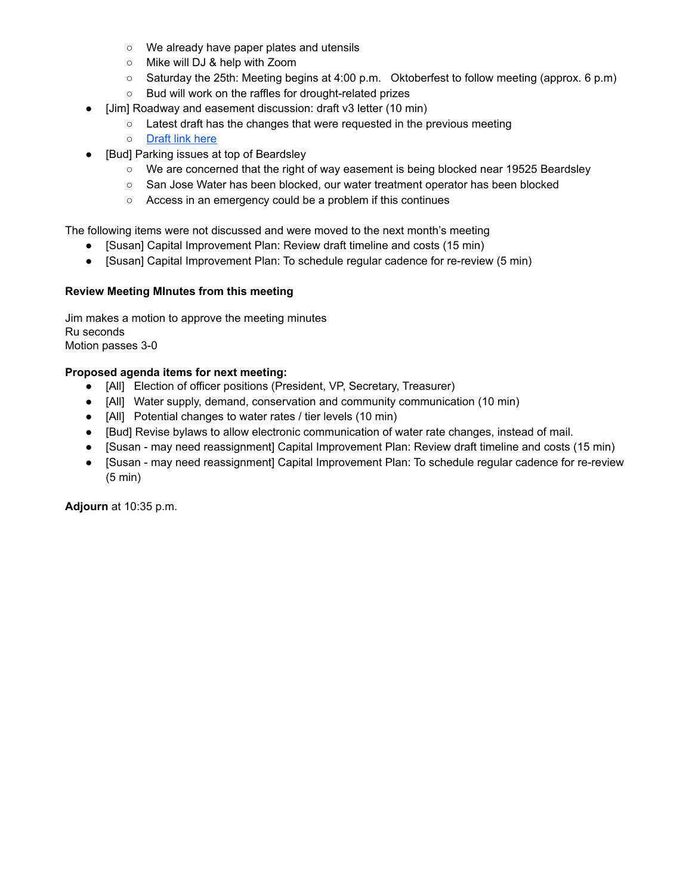- We already have paper plates and utensils
  - Mike will DJ & help with Zoom
  - Saturday the 25th: Meeting begins at 4:00 p.m.   Oktoberfest to follow meeting (approx. 6 p.m)
  - Bud will work on the raffles for drought-related prizes
- [Jim] Roadway and easement discussion: draft v3 letter (10 min)
  - Latest draft has the changes that were requested in the previous meeting
  - Draft link here
- [Bud] Parking issues at top of Beardsley
  - We are concerned that the right of way easement is being blocked near 19525 Beardsley
  - San Jose Water has been blocked, our water treatment operator has been blocked
  - Access in an emergency could be a problem if this continues

The following items were not discussed and were moved to the next month's meeting

- [Susan] Capital Improvement Plan: Review draft timeline and costs (15 min)
- [Susan] Capital Improvement Plan: To schedule regular cadence for re-review (5 min)

**Review Meeting MInutes from this meeting**

Jim makes a motion to approve the meeting minutes
Ru seconds
Motion passes 3-0

**Proposed agenda items for next meeting:**

- [All]  Election of officer positions (President, VP, Secretary, Treasurer)
- [All]  Water supply, demand, conservation and community communication (10 min)
- [All]  Potential changes to water rates / tier levels (10 min)
- [Bud] Revise bylaws to allow electronic communication of water rate changes, instead of mail.
- [Susan - may need reassignment] Capital Improvement Plan: Review draft timeline and costs (15 min)
- [Susan - may need reassignment] Capital Improvement Plan: To schedule regular cadence for re-review (5 min)

**Adjourn** at 10:35 p.m.